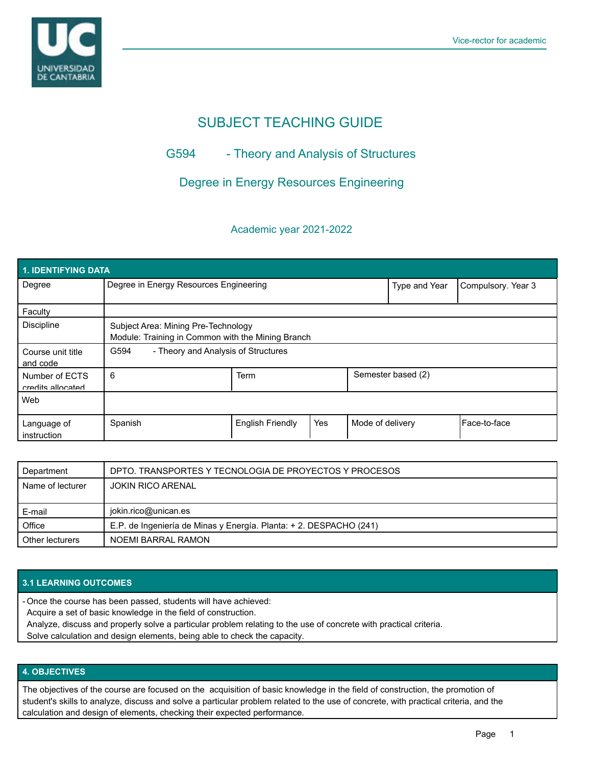# SUBJECT TEACHING GUIDE

## G594 - Theory and Analysis of Structures

## Degree in Energy Resources Engineering

Academic year 2021-2022

| 1. IDENTIFYING DATA | | | | | |
|---|---|---|---|---|---|
| Degree | Degree in Energy Resources Engineering | | | Type and Year | Compulsory. Year 3 |
| Faculty | | | | | |
| Discipline | Subject Area: Mining Pre-Technology<br>Module: Training in Common with the Mining Branch | | | | |
| Course unit title and code | G594 - Theory and Analysis of Structures | | | | |
| Number of ECTS credits allocated | 6 | Term | | Semester based (2) | |
| Web | | | | | |
| Language of instruction | Spanish | English Friendly | Yes | Mode of delivery | Face-to-face |

| | |
|---|---|
| Department | DPTO. TRANSPORTES Y TECNOLOGIA DE PROYECTOS Y PROCESOS |
| Name of lecturer | JOKIN RICO ARENAL |
| E-mail | jokin.rico@unican.es |
| Office | E.P. de Ingeniería de Minas y Energía. Planta: + 2. DESPACHO (241) |
| Other lecturers | NOEMI BARRAL RAMON |

## 3.1 LEARNING OUTCOMES

- Once the course has been passed, students will have achieved:
  Acquire a set of basic knowledge in the field of construction.
  Analyze, discuss and properly solve a particular problem relating to the use of concrete with practical criteria.
  Solve calculation and design elements, being able to check the capacity.

## 4. OBJECTIVES

The objectives of the course are focused on the acquisition of basic knowledge in the field of construction, the promotion of student's skills to analyze, discuss and solve a particular problem related to the use of concrete, with practical criteria, and the calculation and design of elements, checking their expected performance.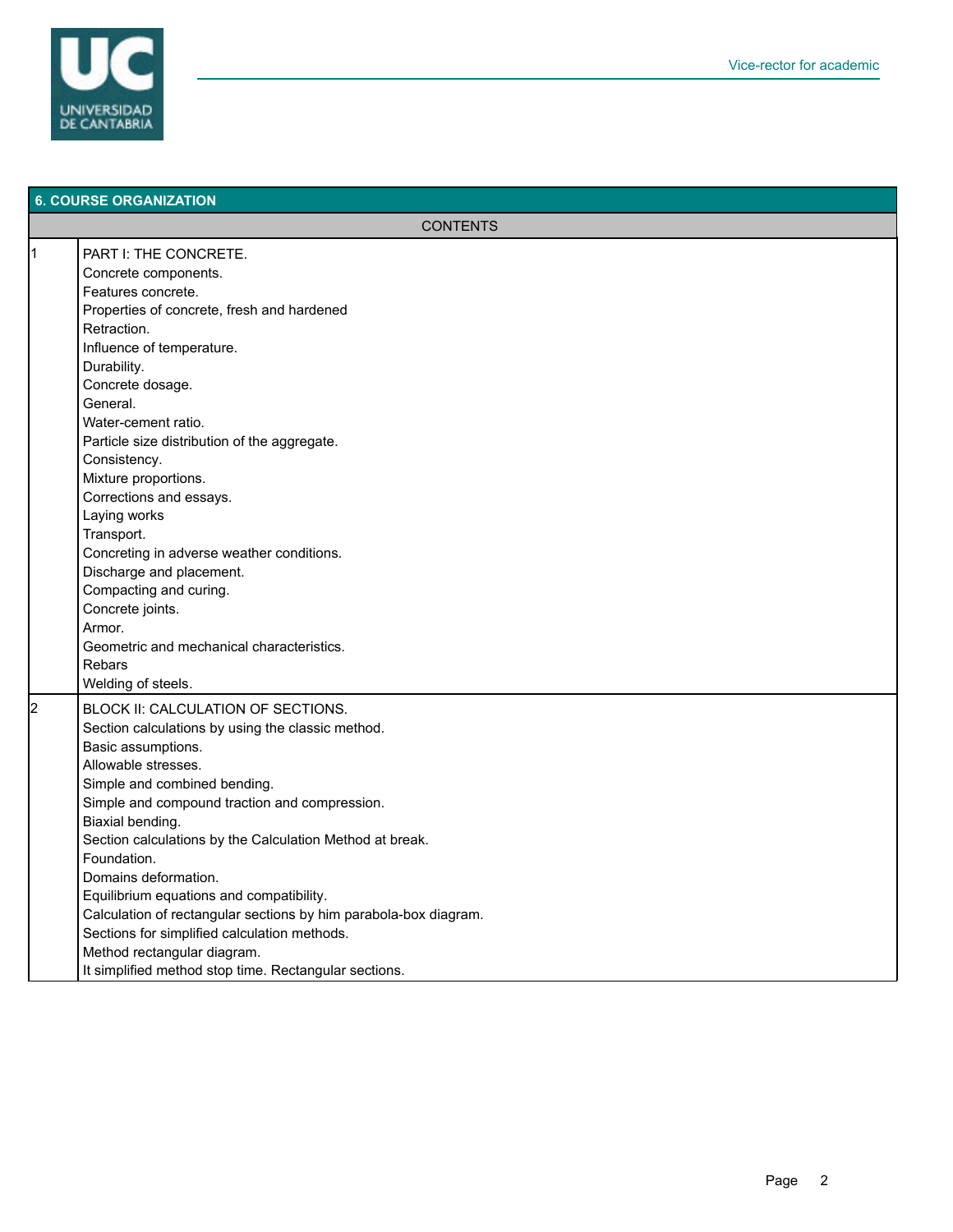## 6. COURSE ORGANIZATION

| | CONTENTS |
|---|---|
| 1 | PART I: THE CONCRETE.<br>Concrete components.<br>Features concrete.<br>Properties of concrete, fresh and hardened<br>Retraction.<br>Influence of temperature.<br>Durability.<br>Concrete dosage.<br>General.<br>Water-cement ratio.<br>Particle size distribution of the aggregate.<br>Consistency.<br>Mixture proportions.<br>Corrections and essays.<br>Laying works<br>Transport.<br>Concreting in adverse weather conditions.<br>Discharge and placement.<br>Compacting and curing.<br>Concrete joints.<br>Armor.<br>Geometric and mechanical characteristics.<br>Rebars<br>Welding of steels. |
| 2 | BLOCK II: CALCULATION OF SECTIONS.<br>Section calculations by using the classic method.<br>Basic assumptions.<br>Allowable stresses.<br>Simple and combined bending.<br>Simple and compound traction and compression.<br>Biaxial bending.<br>Section calculations by the Calculation Method at break.<br>Foundation.<br>Domains deformation.<br>Equilibrium equations and compatibility.<br>Calculation of rectangular sections by him parabola-box diagram.<br>Sections for simplified calculation methods.<br>Method rectangular diagram.<br>It simplified method stop time. Rectangular sections. |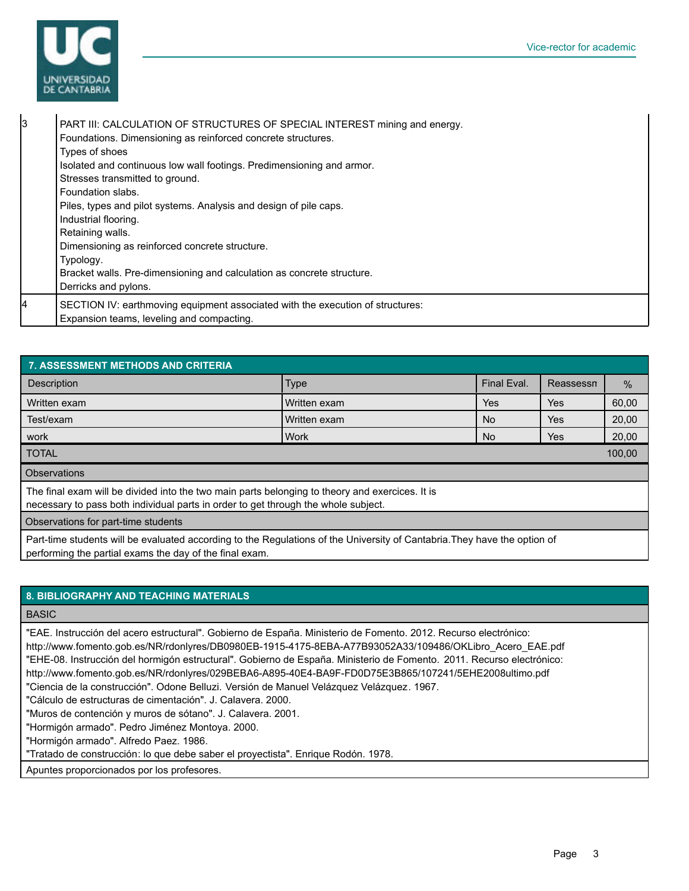| | |
|---|---|
| 3 | PART III: CALCULATION OF STRUCTURES OF SPECIAL INTEREST mining and energy.<br>Foundations. Dimensioning as reinforced concrete structures.<br>Types of shoes<br>Isolated and continuous low wall footings. Predimensioning and armor.<br>Stresses transmitted to ground.<br>Foundation slabs.<br>Piles, types and pilot systems. Analysis and design of pile caps.<br>Industrial flooring.<br>Retaining walls.<br>Dimensioning as reinforced concrete structure.<br>Typology.<br>Bracket walls. Pre-dimensioning and calculation as concrete structure.<br>Derricks and pylons. |
| 4 | SECTION IV: earthmoving equipment associated with the execution of structures:<br>Expansion teams, leveling and compacting. |

## 7. ASSESSMENT METHODS AND CRITERIA

| Description | Type | Final Eval. | Reassessn | % |
|---|---|---|---|---|
| Written exam | Written exam | Yes | Yes | 60,00 |
| Test/exam | Written exam | No | Yes | 20,00 |
| work | Work | No | Yes | 20,00 |
| TOTAL | | | | 100,00 |

**Observations**

The final exam will be divided into the two main parts belonging to theory and exercices. It is necessary to pass both individual parts in order to get through the whole subject.

**Observations for part-time students**

Part-time students will be evaluated according to the Regulations of the University of Cantabria.They have the option of performing the partial exams the day of the final exam.

## 8. BIBLIOGRAPHY AND TEACHING MATERIALS

**BASIC**

"EAE. Instrucción del acero estructural". Gobierno de España. Ministerio de Fomento. 2012. Recurso electrónico: http://www.fomento.gob.es/NR/rdonlyres/DB0980EB-1915-4175-8EBA-A77B93052A33/109486/OKLibro_Acero_EAE.pdf
"EHE-08. Instrucción del hormigón estructural". Gobierno de España. Ministerio de Fomento. 2011. Recurso electrónico: http://www.fomento.gob.es/NR/rdonlyres/029BEBA6-A895-40E4-BA9F-FD0D75E3B865/107241/5EHE2008ultimo.pdf
"Ciencia de la construcción". Odone Belluzi. Versión de Manuel Velázquez Velázquez. 1967.
"Cálculo de estructuras de cimentación". J. Calavera. 2000.
"Muros de contención y muros de sótano". J. Calavera. 2001.
"Hormigón armado". Pedro Jiménez Montoya. 2000.
"Hormigón armado". Alfredo Paez. 1986.
"Tratado de construcción: lo que debe saber el proyectista". Enrique Rodón. 1978.

Apuntes proporcionados por los profesores.